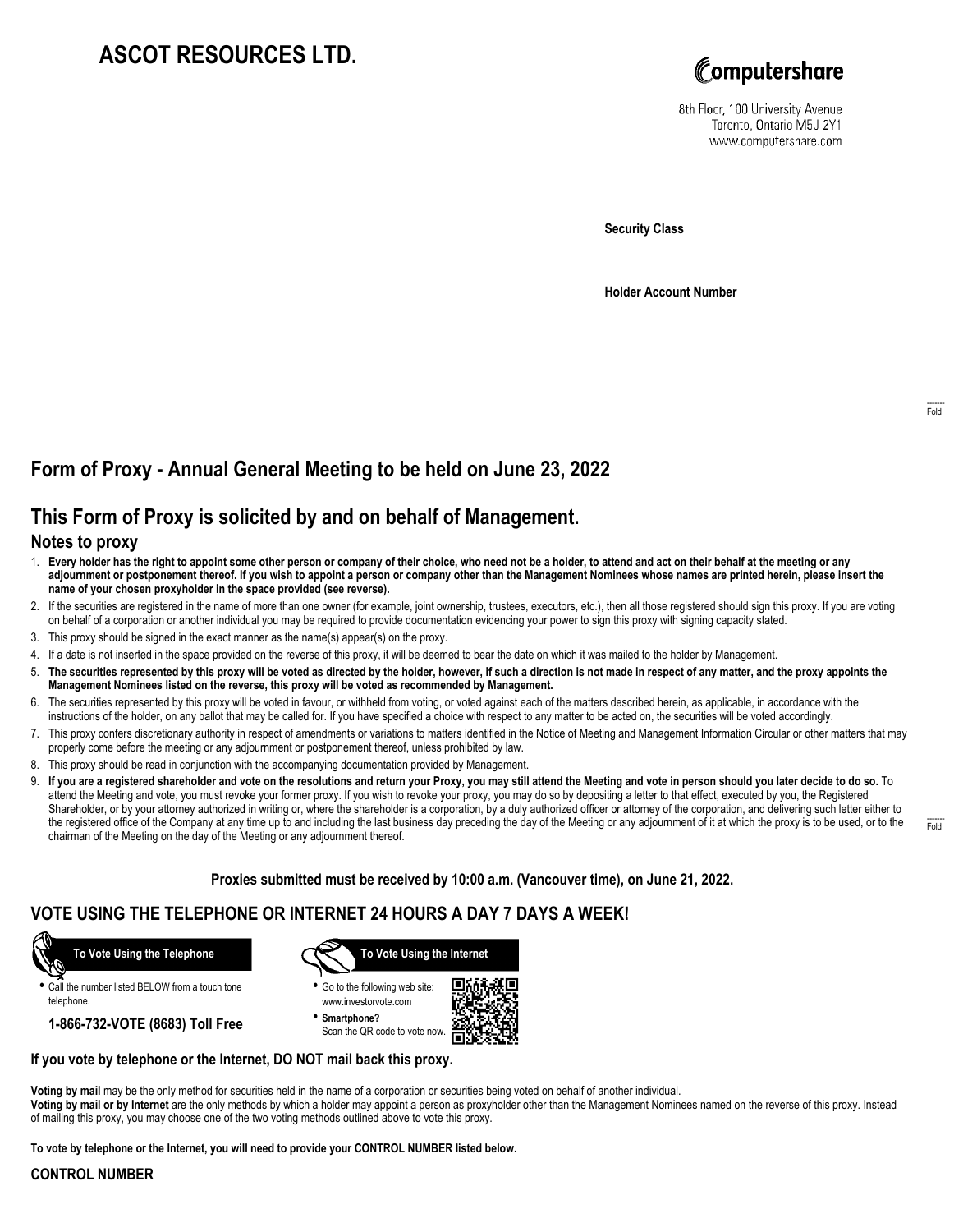# ASCOT RESOURCES LTD.

Computershare

8th Floor, 100 University Avenue
Toronto, Ontario M5J 2Y1
www.computershare.com

**Security Class**

**Holder Account Number**

Fold

## Form of Proxy - Annual General Meeting to be held on June 23, 2022

## This Form of Proxy is solicited by and on behalf of Management.

### Notes to proxy

1. **Every holder has the right to appoint some other person or company of their choice, who need not be a holder, to attend and act on their behalf at the meeting or any adjournment or postponement thereof. If you wish to appoint a person or company other than the Management Nominees whose names are printed herein, please insert the name of your chosen proxyholder in the space provided (see reverse).**
2. If the securities are registered in the name of more than one owner (for example, joint ownership, trustees, executors, etc.), then all those registered should sign this proxy. If you are voting on behalf of a corporation or another individual you may be required to provide documentation evidencing your power to sign this proxy with signing capacity stated.
3. This proxy should be signed in the exact manner as the name(s) appear(s) on the proxy.
4. If a date is not inserted in the space provided on the reverse of this proxy, it will be deemed to bear the date on which it was mailed to the holder by Management.
5. **The securities represented by this proxy will be voted as directed by the holder, however, if such a direction is not made in respect of any matter, and the proxy appoints the Management Nominees listed on the reverse, this proxy will be voted as recommended by Management.**
6. The securities represented by this proxy will be voted in favour, or withheld from voting, or voted against each of the matters described herein, as applicable, in accordance with the instructions of the holder, on any ballot that may be called for. If you have specified a choice with respect to any matter to be acted on, the securities will be voted accordingly.
7. This proxy confers discretionary authority in respect of amendments or variations to matters identified in the Notice of Meeting and Management Information Circular or other matters that may properly come before the meeting or any adjournment or postponement thereof, unless prohibited by law.
8. This proxy should be read in conjunction with the accompanying documentation provided by Management.
9. **If you are a registered shareholder and vote on the resolutions and return your Proxy, you may still attend the Meeting and vote in person should you later decide to do so.** To attend the Meeting and vote, you must revoke your former proxy. If you wish to revoke your proxy, you may do so by depositing a letter to that effect, executed by you, the Registered Shareholder, or by your attorney authorized in writing or, where the shareholder is a corporation, by a duly authorized officer or attorney of the corporation, and delivering such letter either to the registered office of the Company at any time up to and including the last business day preceding the day of the Meeting or any adjournment of it at which the proxy is to be used, or to the chairman of the Meeting on the day of the Meeting or any adjournment thereof.

Fold

**Proxies submitted must be received by 10:00 a.m. (Vancouver time), on June 21, 2022.**

## VOTE USING THE TELEPHONE OR INTERNET 24 HOURS A DAY 7 DAYS A WEEK!

**To Vote Using the Telephone**

- Call the number listed BELOW from a touch tone telephone.

**1-866-732-VOTE (8683) Toll Free**

**To Vote Using the Internet**

- Go to the following web site: www.investorvote.com
- **Smartphone?** Scan the QR code to vote now.

**If you vote by telephone or the Internet, DO NOT mail back this proxy.**

**Voting by mail** may be the only method for securities held in the name of a corporation or securities being voted on behalf of another individual.
**Voting by mail or by Internet** are the only methods by which a holder may appoint a person as proxyholder other than the Management Nominees named on the reverse of this proxy. Instead of mailing this proxy, you may choose one of the two voting methods outlined above to vote this proxy.

**To vote by telephone or the Internet, you will need to provide your CONTROL NUMBER listed below.**

**CONTROL NUMBER**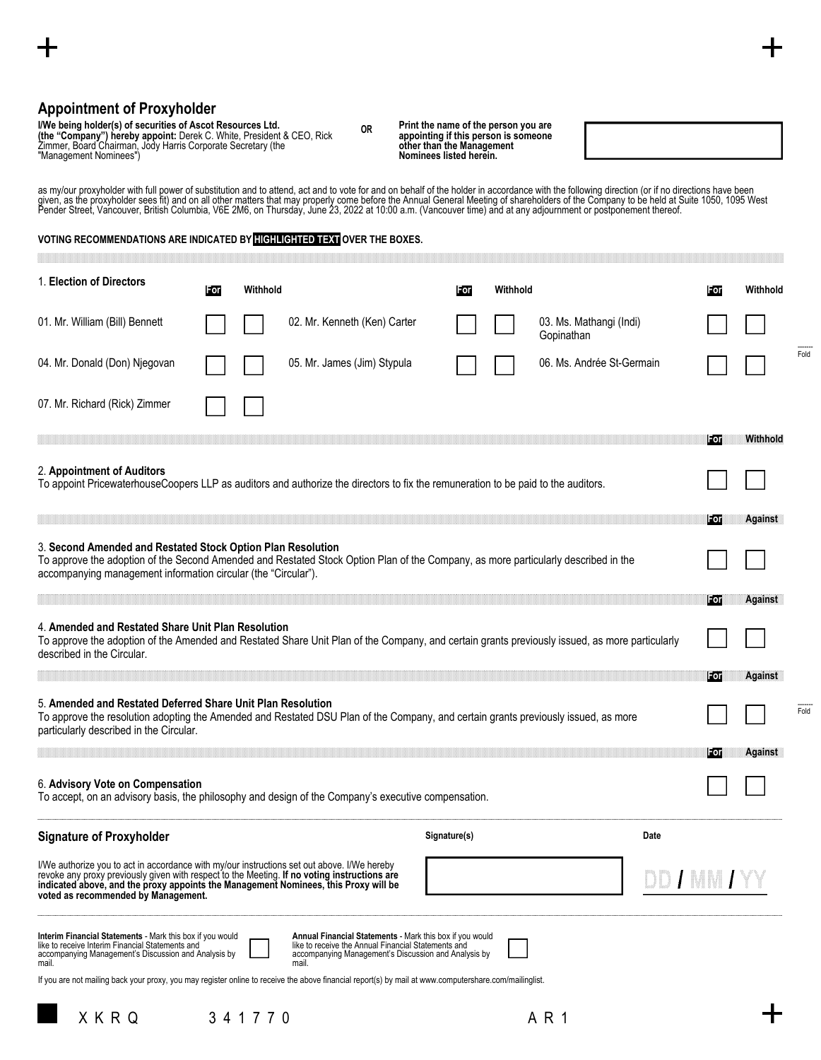## Appointment of Proxyholder

**I/We being holder(s) of securities of Ascot Resources Ltd. (the "Company") hereby appoint:** Derek C. White, President & CEO, Rick Zimmer, Board Chairman, Jody Harris Corporate Secretary (the "Management Nominees")

**OR**

**Print the name of the person you are appointing if this person is someone other than the Management Nominees listed herein.**

as my/our proxyholder with full power of substitution and to attend, act and to vote for and on behalf of the holder in accordance with the following direction (or if no directions have been given, as the proxyholder sees fit) and on all other matters that may properly come before the Annual General Meeting of shareholders of the Company to be held at Suite 1050, 1095 West Pender Street, Vancouver, British Columbia, V6E 2M6, on Thursday, June 23, 2022 at 10:00 a.m. (Vancouver time) and at any adjournment or postponement thereof.

**VOTING RECOMMENDATIONS ARE INDICATED BY HIGHLIGHTED TEXT OVER THE BOXES.**

### 1. Election of Directors

| | For | Withhold | | For | Withhold | | For | Withhold |
|---|---|---|---|---|---|---|---|---|
| 01. Mr. William (Bill) Bennett | ☐ | ☐ | 02. Mr. Kenneth (Ken) Carter | ☐ | ☐ | 03. Ms. Mathangi (Indi) Gopinathan | ☐ | ☐ |
| 04. Mr. Donald (Don) Njegovan | ☐ | ☐ | 05. Mr. James (Jim) Stypula | ☐ | ☐ | 06. Ms. Andrée St-Germain | ☐ | ☐ |
| 07. Mr. Richard (Rick) Zimmer | ☐ | ☐ | | | | | | |

| | For | Withhold |
|---|---|---|
| **2. Appointment of Auditors**<br>To appoint PricewaterhouseCoopers LLP as auditors and authorize the directors to fix the remuneration to be paid to the auditors. | ☐ | ☐ |

| | For | Against |
|---|---|---|
| **3. Second Amended and Restated Stock Option Plan Resolution**<br>To approve the adoption of the Second Amended and Restated Stock Option Plan of the Company, as more particularly described in the accompanying management information circular (the "Circular"). | ☐ | ☐ |
| **4. Amended and Restated Share Unit Plan Resolution**<br>To approve the adoption of the Amended and Restated Share Unit Plan of the Company, and certain grants previously issued, as more particularly described in the Circular. | ☐ | ☐ |
| **5. Amended and Restated Deferred Share Unit Plan Resolution**<br>To approve the resolution adopting the Amended and Restated DSU Plan of the Company, and certain grants previously issued, as more particularly described in the Circular. | ☐ | ☐ |
| **6. Advisory Vote on Compensation**<br>To accept, on an advisory basis, the philosophy and design of the Company's executive compensation. | ☐ | ☐ |

## Signature of Proxyholder

I/We authorize you to act in accordance with my/our instructions set out above. I/We hereby revoke any proxy previously given with respect to the Meeting. **If no voting instructions are indicated above, and the proxy appoints the Management Nominees, this Proxy will be voted as recommended by Management.**

Signature(s)

Date

DD / MM / YY

**Interim Financial Statements** - Mark this box if you would like to receive Interim Financial Statements and accompanying Management's Discussion and Analysis by mail. ☐

**Annual Financial Statements** - Mark this box if you would like to receive the Annual Financial Statements and accompanying Management's Discussion and Analysis by mail. ☐

If you are not mailing back your proxy, you may register online to receive the above financial report(s) by mail at www.computershare.com/mailinglist.

X K R Q 3 4 1 7 7 0 A R 1